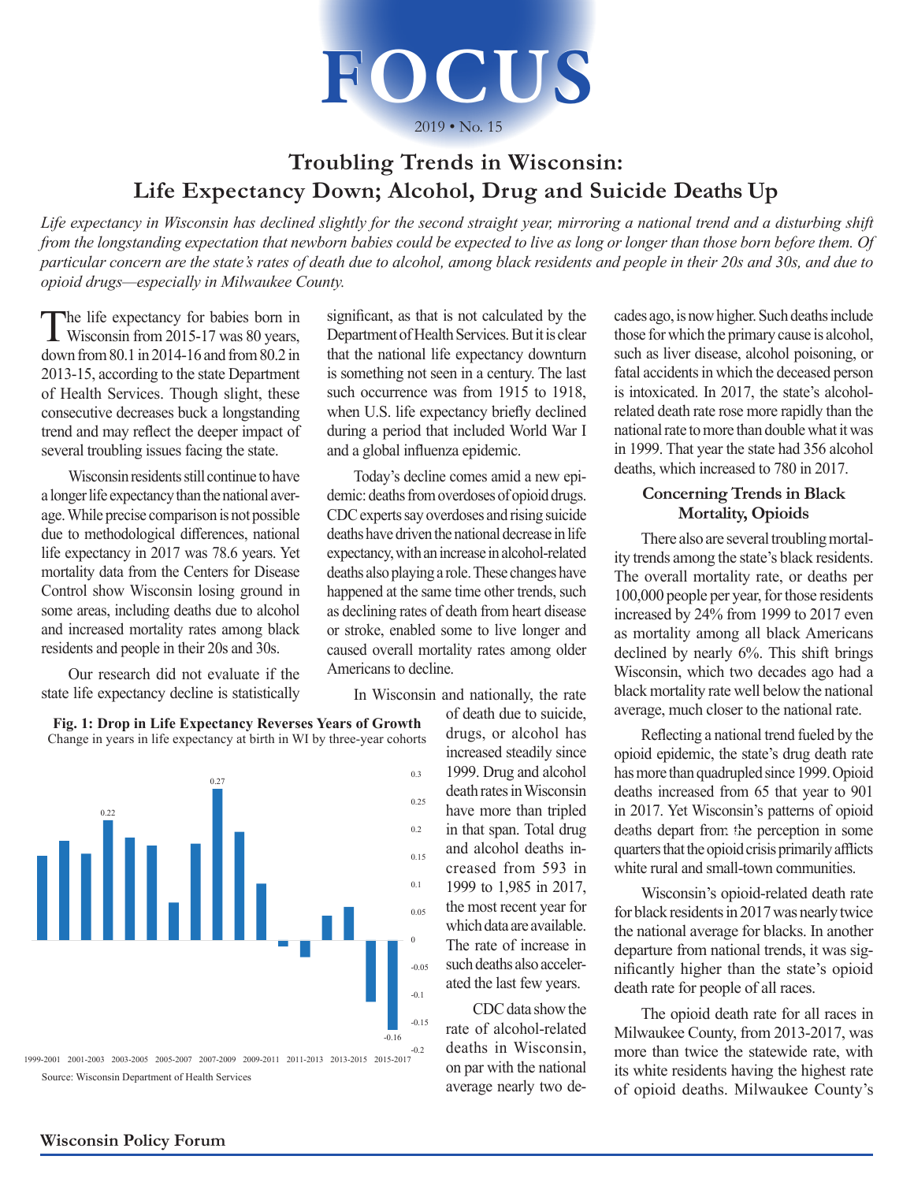# FOCUS

2019 • No. 15

## Troubling Trends in Wisconsin: Life Expectancy Down; Alcohol, Drug and Suicide Deaths Up

*Life expectancy in Wisconsin has declined slightly for the second straight year, mirroring a national trend and a disturbing shift from the longstanding expectation that newborn babies could be expected to live as long or longer than those born before them. Of particular concern are the state's rates of death due to alcohol, among black residents and people in their 20s and 30s, and due to opioid drugs—especially in Milwaukee County.*

The life expectancy for babies born in Wisconsin from 2015-17 was 80 years, down from 80.1 in 2014-16 and from 80.2 in 2013-15, according to the state Department of Health Services. Though slight, these consecutive decreases buck a longstanding trend and may reflect the deeper impact of several troubling issues facing the state.

Wisconsin residents still continue to have a longer life expectancy than the national average. While precise comparison is not possible due to methodological differences, national life expectancy in 2017 was 78.6 years. Yet mortality data from the Centers for Disease Control show Wisconsin losing ground in some areas, including deaths due to alcohol and increased mortality rates among black residents and people in their 20s and 30s.

Our research did not evaluate if the state life expectancy decline is statistically significant, as that is not calculated by the Department of Health Services. But it is clear that the national life expectancy downturn is something not seen in a century. The last such occurrence was from 1915 to 1918, when U.S. life expectancy briefly declined during a period that included World War I and a global influenza epidemic.

Today's decline comes amid a new epidemic: deaths from overdoses of opioid drugs. CDC experts say overdoses and rising suicide deaths have driven the national decrease in life expectancy, with an increase in alcohol-related deaths also playing a role. These changes have happened at the same time other trends, such as declining rates of death from heart disease or stroke, enabled some to live longer and caused overall mortality rates among older Americans to decline.

**Fig. 1: Drop in Life Expectancy Reverses Years of Growth**
Change in years in life expectancy at birth in WI by three-year cohorts

Source: Wisconsin Department of Health Services

In Wisconsin and nationally, the rate of death due to suicide, drugs, or alcohol has increased steadily since 1999. Drug and alcohol death rates in Wisconsin have more than tripled in that span. Total drug and alcohol deaths increased from 593 in 1999 to 1,985 in 2017, the most recent year for which data are available. The rate of increase in such deaths also accelerated the last few years.

CDC data show the rate of alcohol-related deaths in Wisconsin, on par with the national average nearly two decades ago, is now higher. Such deaths include those for which the primary cause is alcohol, such as liver disease, alcohol poisoning, or fatal accidents in which the deceased person is intoxicated. In 2017, the state's alcohol-related death rate rose more rapidly than the national rate to more than double what it was in 1999. That year the state had 356 alcohol deaths, which increased to 780 in 2017.

### Concerning Trends in Black Mortality, Opioids

There also are several troubling mortality trends among the state's black residents. The overall mortality rate, or deaths per 100,000 people per year, for those residents increased by 24% from 1999 to 2017 even as mortality among all black Americans declined by nearly 6%. This shift brings Wisconsin, which two decades ago had a black mortality rate well below the national average, much closer to the national rate.

Reflecting a national trend fueled by the opioid epidemic, the state's drug death rate has more than quadrupled since 1999. Opioid deaths increased from 65 that year to 901 in 2017. Yet Wisconsin's patterns of opioid deaths depart from the perception in some quarters that the opioid crisis primarily afflicts white rural and small-town communities.

Wisconsin's opioid-related death rate for black residents in 2017 was nearly twice the national average for blacks. In another departure from national trends, it was significantly higher than the state's opioid death rate for people of all races.

The opioid death rate for all races in Milwaukee County, from 2013-2017, was more than twice the statewide rate, with its white residents having the highest rate of opioid deaths. Milwaukee County's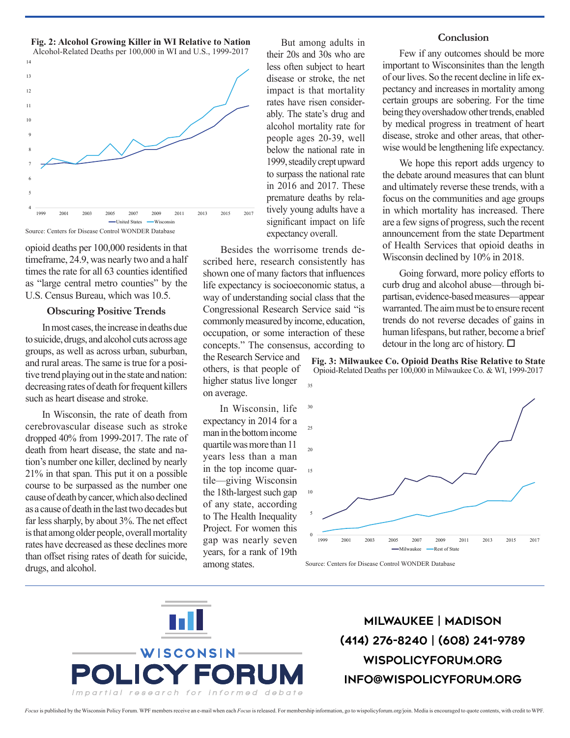**Fig. 2: Alcohol Growing Killer in WI Relative to Nation**

Alcohol-Related Deaths per 100,000 in WI and U.S., 1999-2017

14
13
12
11
10
9
8
7
6
5
4

1999 2001 2003 2005 2007 2009 2011 2013 2015 2017

United States — Wisconsin

Source: Centers for Disease Control WONDER Database

opioid deaths per 100,000 residents in that timeframe, 24.9, was nearly two and a half times the rate for all 63 counties identified as "large central metro counties" by the U.S. Census Bureau, which was 10.5.

### Obscuring Positive Trends

In most cases, the increase in deaths due to suicide, drugs, and alcohol cuts across age groups, as well as across urban, suburban, and rural areas. The same is true for a positive trend playing out in the state and nation: decreasing rates of death for frequent killers such as heart disease and stroke.

In Wisconsin, the rate of death from cerebrovascular disease such as stroke dropped 40% from 1999-2017. The rate of death from heart disease, the state and nation's number one killer, declined by nearly 21% in that span. This put it on a possible course to be surpassed as the number one cause of death by cancer, which also declined as a cause of death in the last two decades but far less sharply, by about 3%. The net effect is that among older people, overall mortality rates have decreased as these declines more than offset rising rates of death for suicide, drugs, and alcohol.

But among adults in their 20s and 30s who are less often subject to heart disease or stroke, the net impact is that mortality rates have risen considerably. The state's drug and alcohol mortality rate for people ages 20-39, well below the national rate in 1999, steadily crept upward to surpass the national rate in 2016 and 2017. These premature deaths by relatively young adults have a significant impact on life expectancy overall.

Besides the worrisome trends described here, research consistently has shown one of many factors that influences life expectancy is socioeconomic status, a way of understanding social class that the Congressional Research Service said "is commonly measured by income, education, occupation, or some interaction of these concepts." The consensus, according to the Research Service and others, is that people of higher status live longer on average.

In Wisconsin, life expectancy in 2014 for a man in the bottom income quartile was more than 11 years less than a man in the top income quartile—giving Wisconsin the 18th-largest such gap of any state, according to The Health Inequality Project. For women this gap was nearly seven years, for a rank of 19th among states.

### Conclusion

Few if any outcomes should be more important to Wisconsinites than the length of our lives. So the recent decline in life expectancy and increases in mortality among certain groups are sobering. For the time being they overshadow other trends, enabled by medical progress in treatment of heart disease, stroke and other areas, that otherwise would be lengthening life expectancy.

We hope this report adds urgency to the debate around measures that can blunt and ultimately reverse these trends, with a focus on the communities and age groups in which mortality has increased. There are a few signs of progress, such the recent announcement from the state Department of Health Services that opioid deaths in Wisconsin declined by 10% in 2018.

Going forward, more policy efforts to curb drug and alcohol abuse—through bipartisan, evidence-based measures—appear warranted. The aim must be to ensure recent trends do not reverse decades of gains in human lifespans, but rather, become a brief detour in the long arc of history. ☐

**Fig. 3: Milwaukee Co. Opioid Deaths Rise Relative to State**

Opioid-Related Deaths per 100,000 in Milwaukee Co. & WI, 1999-2017

35
30
25
20
15
10
5
0

1999 2001 2003 2005 2007 2009 2011 2013 2015 2017

Milwaukee — Rest of State

Source: Centers for Disease Control WONDER Database

WISCONSIN POLICY FORUM

*Impartial research for informed debate*

MILWAUKEE | MADISON

(414) 276-8240 | (608) 241-9789

WISPOLICYFORUM.ORG

INFO@WISPOLICYFORUM.ORG

*Focus* is published by the Wisconsin Policy Forum. WPF members receive an e-mail when each *Focus* is released. For membership information, go to wispolicyforum.org/join. Media is encouraged to quote contents, with credit to WPF.